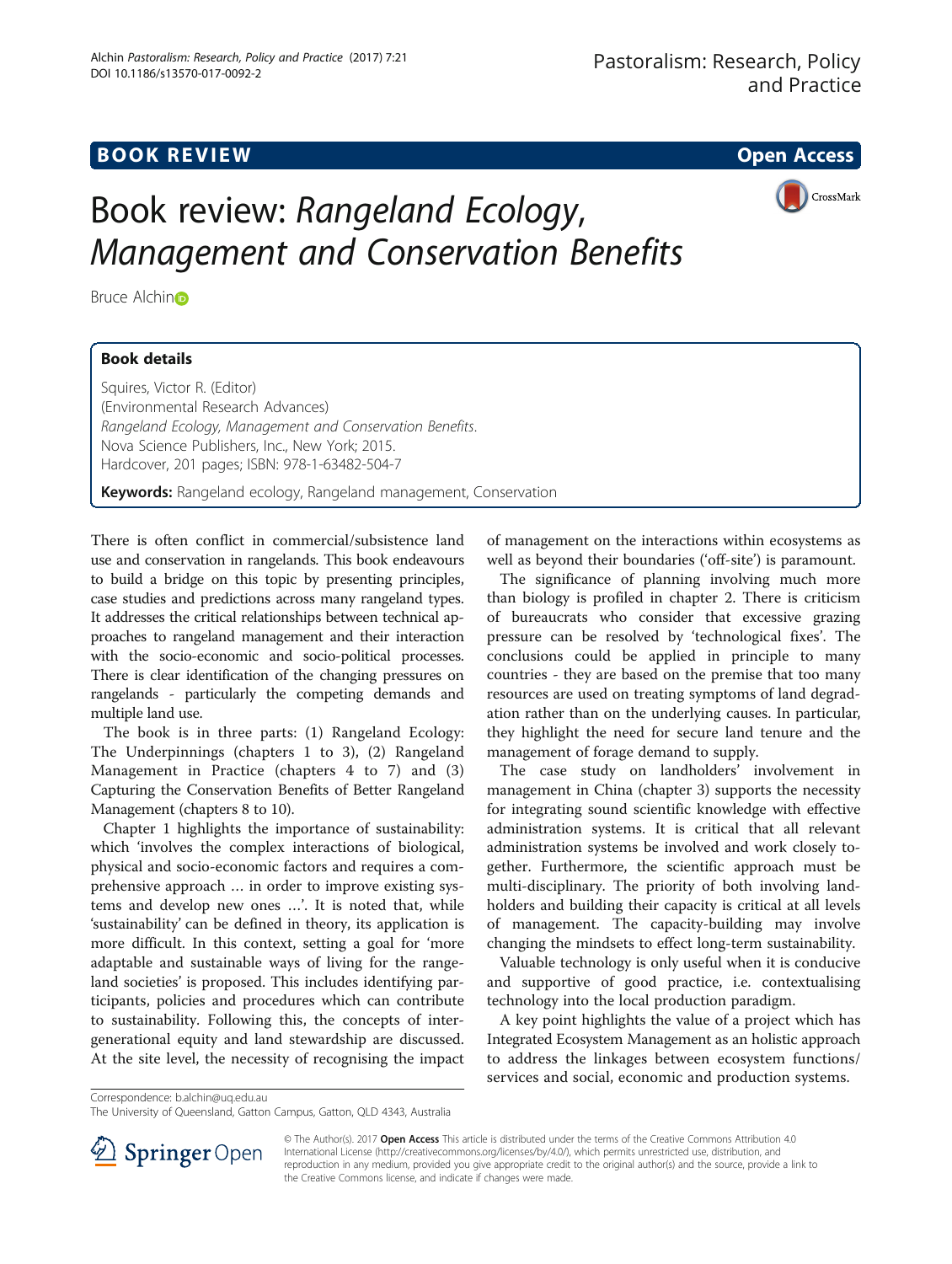BOOK REVIEW

Open Access

# Book review: *Rangeland Ecology, Management and Conservation Benefits*

Bruce Alchin

## Book details

Squires, Victor R. (Editor)
(Environmental Research Advances)
*Rangeland Ecology, Management and Conservation Benefits.*
Nova Science Publishers, Inc., New York; 2015.
Hardcover, 201 pages; ISBN: 978-1-63482-504-7

**Keywords:** Rangeland ecology, Rangeland management, Conservation

There is often conflict in commercial/subsistence land use and conservation in rangelands. This book endeavours to build a bridge on this topic by presenting principles, case studies and predictions across many rangeland types. It addresses the critical relationships between technical approaches to rangeland management and their interaction with the socio-economic and socio-political processes. There is clear identification of the changing pressures on rangelands - particularly the competing demands and multiple land use.

The book is in three parts: (1) Rangeland Ecology: The Underpinnings (chapters 1 to 3), (2) Rangeland Management in Practice (chapters 4 to 7) and (3) Capturing the Conservation Benefits of Better Rangeland Management (chapters 8 to 10).

Chapter 1 highlights the importance of sustainability: which 'involves the complex interactions of biological, physical and socio-economic factors and requires a comprehensive approach … in order to improve existing systems and develop new ones …'. It is noted that, while 'sustainability' can be defined in theory, its application is more difficult. In this context, setting a goal for 'more adaptable and sustainable ways of living for the rangeland societies' is proposed. This includes identifying participants, policies and procedures which can contribute to sustainability. Following this, the concepts of intergenerational equity and land stewardship are discussed. At the site level, the necessity of recognising the impact of management on the interactions within ecosystems as well as beyond their boundaries ('off-site') is paramount.

The significance of planning involving much more than biology is profiled in chapter 2. There is criticism of bureaucrats who consider that excessive grazing pressure can be resolved by 'technological fixes'. The conclusions could be applied in principle to many countries - they are based on the premise that too many resources are used on treating symptoms of land degradation rather than on the underlying causes. In particular, they highlight the need for secure land tenure and the management of forage demand to supply.

The case study on landholders' involvement in management in China (chapter 3) supports the necessity for integrating sound scientific knowledge with effective administration systems. It is critical that all relevant administration systems be involved and work closely together. Furthermore, the scientific approach must be multi-disciplinary. The priority of both involving landholders and building their capacity is critical at all levels of management. The capacity-building may involve changing the mindsets to effect long-term sustainability.

Valuable technology is only useful when it is conducive and supportive of good practice, i.e. contextualising technology into the local production paradigm.

A key point highlights the value of a project which has Integrated Ecosystem Management as an holistic approach to address the linkages between ecosystem functions/services and social, economic and production systems.

Correspondence: b.alchin@uq.edu.au
The University of Queensland, Gatton Campus, Gatton, QLD 4343, Australia

© The Author(s). 2017 **Open Access** This article is distributed under the terms of the Creative Commons Attribution 4.0 International License (http://creativecommons.org/licenses/by/4.0/), which permits unrestricted use, distribution, and reproduction in any medium, provided you give appropriate credit to the original author(s) and the source, provide a link to the Creative Commons license, and indicate if changes were made.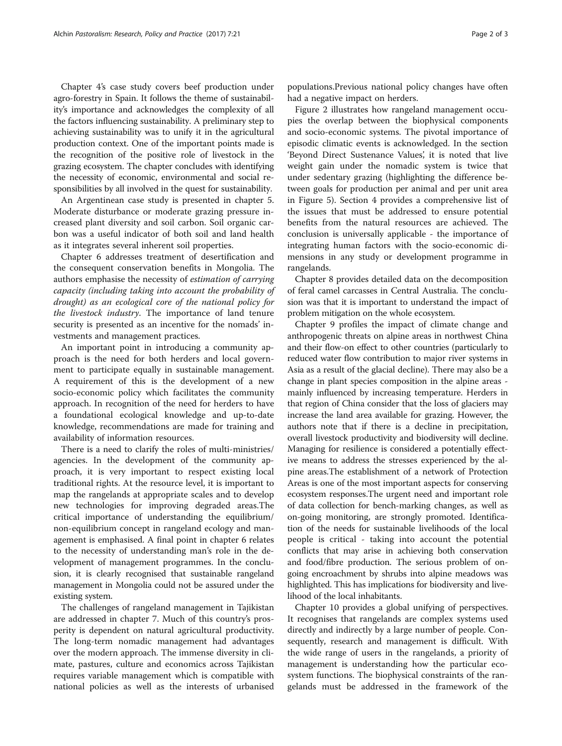Chapter 4's case study covers beef production under agro-forestry in Spain. It follows the theme of sustainability's importance and acknowledges the complexity of all the factors influencing sustainability. A preliminary step to achieving sustainability was to unify it in the agricultural production context. One of the important points made is the recognition of the positive role of livestock in the grazing ecosystem. The chapter concludes with identifying the necessity of economic, environmental and social responsibilities by all involved in the quest for sustainability.

An Argentinean case study is presented in chapter 5. Moderate disturbance or moderate grazing pressure increased plant diversity and soil carbon. Soil organic carbon was a useful indicator of both soil and land health as it integrates several inherent soil properties.

Chapter 6 addresses treatment of desertification and the consequent conservation benefits in Mongolia. The authors emphasise the necessity of *estimation of carrying capacity (including taking into account the probability of drought) as an ecological core of the national policy for the livestock industry*. The importance of land tenure security is presented as an incentive for the nomads' investments and management practices.

An important point in introducing a community approach is the need for both herders and local government to participate equally in sustainable management. A requirement of this is the development of a new socio-economic policy which facilitates the community approach. In recognition of the need for herders to have a foundational ecological knowledge and up-to-date knowledge, recommendations are made for training and availability of information resources.

There is a need to clarify the roles of multi-ministries/agencies. In the development of the community approach, it is very important to respect existing local traditional rights. At the resource level, it is important to map the rangelands at appropriate scales and to develop new technologies for improving degraded areas.The critical importance of understanding the equilibrium/non-equilibrium concept in rangeland ecology and management is emphasised. A final point in chapter 6 relates to the necessity of understanding man's role in the development of management programmes. In the conclusion, it is clearly recognised that sustainable rangeland management in Mongolia could not be assured under the existing system.

The challenges of rangeland management in Tajikistan are addressed in chapter 7. Much of this country's prosperity is dependent on natural agricultural productivity. The long-term nomadic management had advantages over the modern approach. The immense diversity in climate, pastures, culture and economics across Tajikistan requires variable management which is compatible with national policies as well as the interests of urbanised populations.Previous national policy changes have often had a negative impact on herders.

Figure 2 illustrates how rangeland management occupies the overlap between the biophysical components and socio-economic systems. The pivotal importance of episodic climatic events is acknowledged. In the section 'Beyond Direct Sustenance Values', it is noted that live weight gain under the nomadic system is twice that under sedentary grazing (highlighting the difference between goals for production per animal and per unit area in Figure 5). Section 4 provides a comprehensive list of the issues that must be addressed to ensure potential benefits from the natural resources are achieved. The conclusion is universally applicable - the importance of integrating human factors with the socio-economic dimensions in any study or development programme in rangelands.

Chapter 8 provides detailed data on the decomposition of feral camel carcasses in Central Australia. The conclusion was that it is important to understand the impact of problem mitigation on the whole ecosystem.

Chapter 9 profiles the impact of climate change and anthropogenic threats on alpine areas in northwest China and their flow-on effect to other countries (particularly to reduced water flow contribution to major river systems in Asia as a result of the glacial decline). There may also be a change in plant species composition in the alpine areas - mainly influenced by increasing temperature. Herders in that region of China consider that the loss of glaciers may increase the land area available for grazing. However, the authors note that if there is a decline in precipitation, overall livestock productivity and biodiversity will decline. Managing for resilience is considered a potentially effective means to address the stresses experienced by the alpine areas.The establishment of a network of Protection Areas is one of the most important aspects for conserving ecosystem responses.The urgent need and important role of data collection for bench-marking changes, as well as on-going monitoring, are strongly promoted. Identification of the needs for sustainable livelihoods of the local people is critical - taking into account the potential conflicts that may arise in achieving both conservation and food/fibre production. The serious problem of ongoing encroachment by shrubs into alpine meadows was highlighted. This has implications for biodiversity and livelihood of the local inhabitants.

Chapter 10 provides a global unifying of perspectives. It recognises that rangelands are complex systems used directly and indirectly by a large number of people. Consequently, research and management is difficult. With the wide range of users in the rangelands, a priority of management is understanding how the particular ecosystem functions. The biophysical constraints of the rangelands must be addressed in the framework of the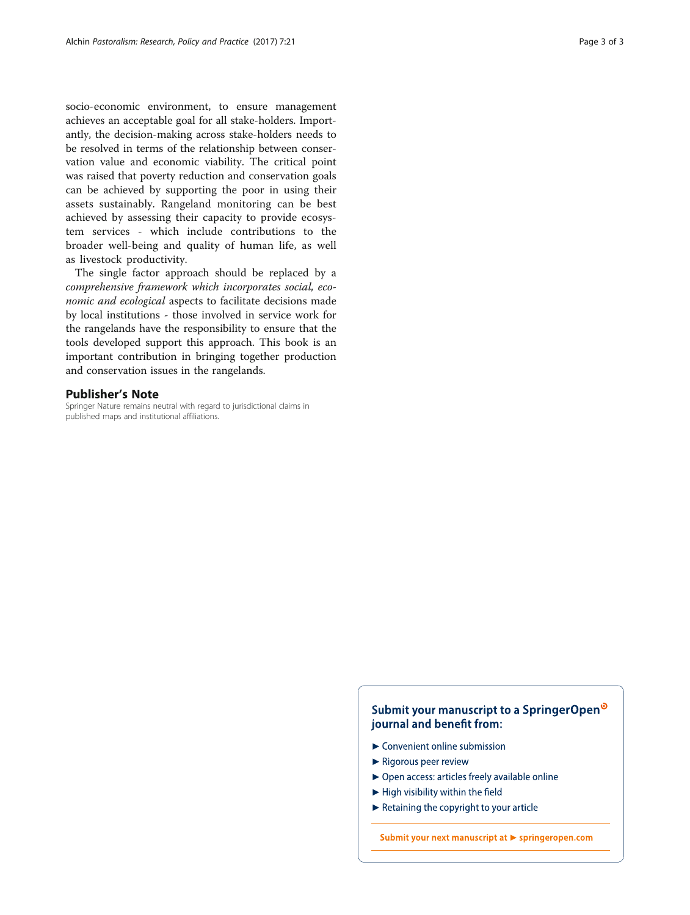socio-economic environment, to ensure management achieves an acceptable goal for all stake-holders. Importantly, the decision-making across stake-holders needs to be resolved in terms of the relationship between conservation value and economic viability. The critical point was raised that poverty reduction and conservation goals can be achieved by supporting the poor in using their assets sustainably. Rangeland monitoring can be best achieved by assessing their capacity to provide ecosystem services - which include contributions to the broader well-being and quality of human life, as well as livestock productivity.

The single factor approach should be replaced by a *comprehensive framework which incorporates social, economic and ecological* aspects to facilitate decisions made by local institutions - those involved in service work for the rangelands have the responsibility to ensure that the tools developed support this approach. This book is an important contribution in bringing together production and conservation issues in the rangelands.

## Publisher's Note

Springer Nature remains neutral with regard to jurisdictional claims in published maps and institutional affiliations.

**Submit your manuscript to a SpringerOpen journal and benefit from:**

- Convenient online submission
- Rigorous peer review
- Open access: articles freely available online
- High visibility within the field
- Retaining the copyright to your article

**Submit your next manuscript at ▶ springeropen.com**